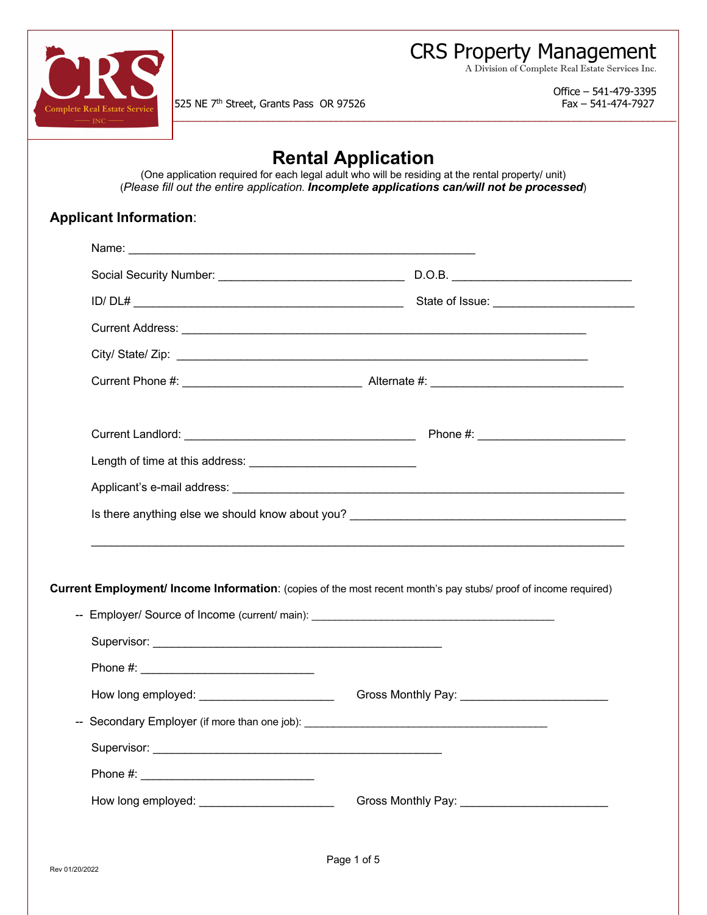CRS Property Management
A Division of Complete Real Estate Services Inc.

525 NE 7th Street, Grants Pass OR 97526

Office – 541-479-3395
Fax – 541-474-7927

# Rental Application

(One application required for each legal adult who will be residing at the rental property/ unit)
(*Please fill out the entire application.* ***Incomplete applications can/will not be processed***)

## Applicant Information:

Name: _______________________________________________________

Social Security Number: _____________________________ D.O.B. ____________________________

ID/ DL# ___________________________________________ State of Issue: ______________________

Current Address: ________________________________________________________________

City/ State/ Zip: _________________________________________________________________

Current Phone #: ____________________________ Alternate #: ______________________________

Current Landlord: ___________________________________ Phone #: _______________________

Length of time at this address: __________________________

Applicant's e-mail address: _____________________________________________________________

Is there anything else we should know about you? ___________________________________________

__________________________________________________________________________________

**Current Employment/ Income Information**: (copies of the most recent month's pay stubs/ proof of income required)

-- Employer/ Source of Income (current/ main): ______________________________________

Supervisor: _____________________________________________

Phone #: ___________________________

How long employed: _____________________ Gross Monthly Pay: _______________________

-- Secondary Employer (if more than one job): _______________________________________

Supervisor: _____________________________________________

Phone #: ___________________________

How long employed: _____________________ Gross Monthly Pay: _______________________

Rev 01/20/2022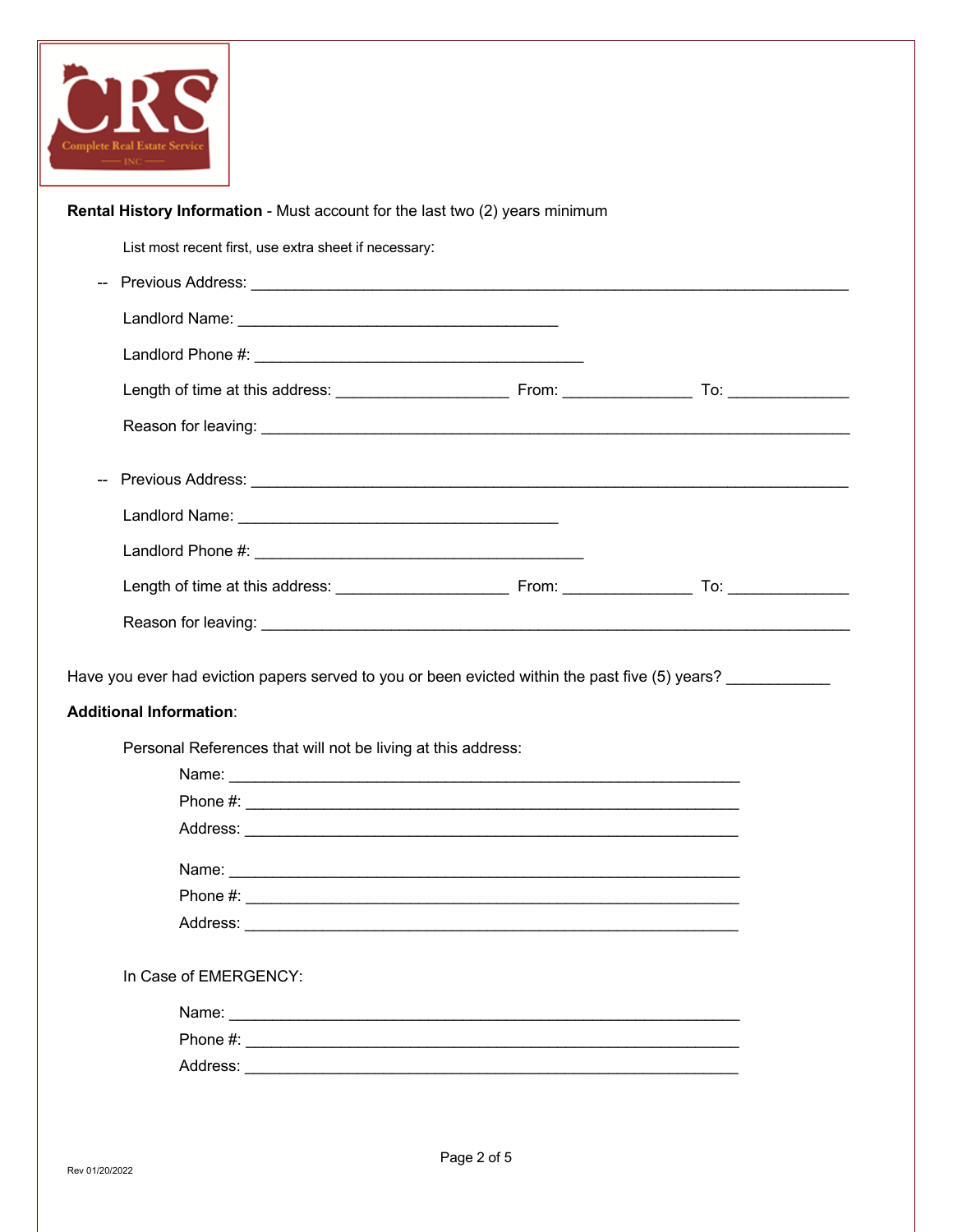**Rental History Information** - Must account for the last two (2) years minimum

List most recent first, use extra sheet if necessary:

-- Previous Address: ___________________________________________________________________

Landlord Name: ____________________________________

Landlord Phone #: ____________________________________

Length of time at this address: ___________________ From: ______________ To: _____________

Reason for leaving: ________________________________________________________________

-- Previous Address: ___________________________________________________________________

Landlord Name: ____________________________________

Landlord Phone #: ____________________________________

Length of time at this address: ___________________ From: ______________ To: _____________

Reason for leaving: ________________________________________________________________

Have you ever had eviction papers served to you or been evicted within the past five (5) years? ___________

**Additional Information**:

Personal References that will not be living at this address:

Name: _______________________________________________________

Phone #: _____________________________________________________

Address: _____________________________________________________

Name: _______________________________________________________

Phone #: _____________________________________________________

Address: _____________________________________________________

In Case of EMERGENCY:

Name: _______________________________________________________

Phone #: _____________________________________________________

Address: _____________________________________________________

Rev 01/20/2022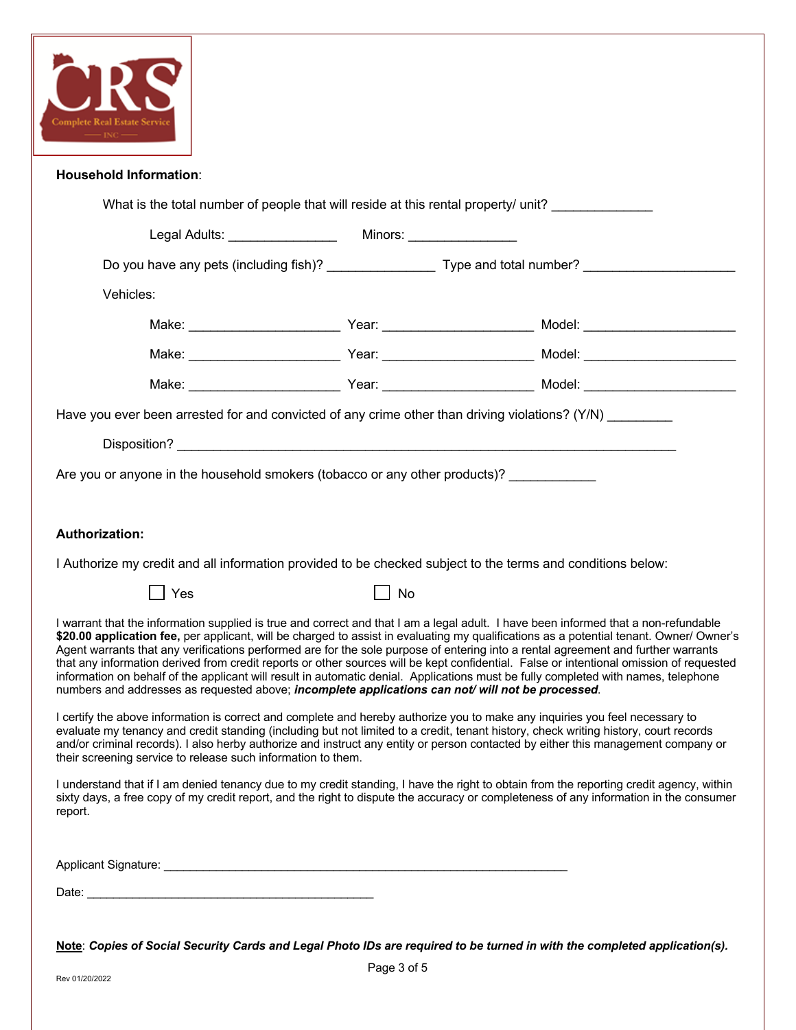CRS Complete Real Estate Service INC

**Household Information**:

What is the total number of people that will reside at this rental property/ unit? _______________

Legal Adults: _______________ Minors: _______________

Do you have any pets (including fish)? _______________ Type and total number? _______________________

Vehicles:

Make: ______________________ Year: ______________________ Model: ______________________

Make: ______________________ Year: ______________________ Model: ______________________

Make: ______________________ Year: ______________________ Model: ______________________

Have you ever been arrested for and convicted of any crime other than driving violations? (Y/N) _________

Disposition? ___________________________________________________________________________

Are you or anyone in the household smokers (tobacco or any other products)? ____________

**Authorization:**

I Authorize my credit and all information provided to be checked subject to the terms and conditions below:

☐ Yes ☐ No

I warrant that the information supplied is true and correct and that I am a legal adult. I have been informed that a non-refundable **$20.00 application fee,** per applicant, will be charged to assist in evaluating my qualifications as a potential tenant. Owner/ Owner's Agent warrants that any verifications performed are for the sole purpose of entering into a rental agreement and further warrants that any information derived from credit reports or other sources will be kept confidential. False or intentional omission of requested information on behalf of the applicant will result in automatic denial. Applications must be fully completed with names, telephone numbers and addresses as requested above; ***incomplete applications can not/ will not be processed***.

I certify the above information is correct and complete and hereby authorize you to make any inquiries you feel necessary to evaluate my tenancy and credit standing (including but not limited to a credit, tenant history, check writing history, court records and/or criminal records). I also herby authorize and instruct any entity or person contacted by either this management company or their screening service to release such information to them.

I understand that if I am denied tenancy due to my credit standing, I have the right to obtain from the reporting credit agency, within sixty days, a free copy of my credit report, and the right to dispute the accuracy or completeness of any information in the consumer report.

Applicant Signature: ____________________________________________________________

Date: ____________________________________________

**Note**: ***Copies of Social Security Cards and Legal Photo IDs are required to be turned in with the completed application(s).***

Rev 01/20/2022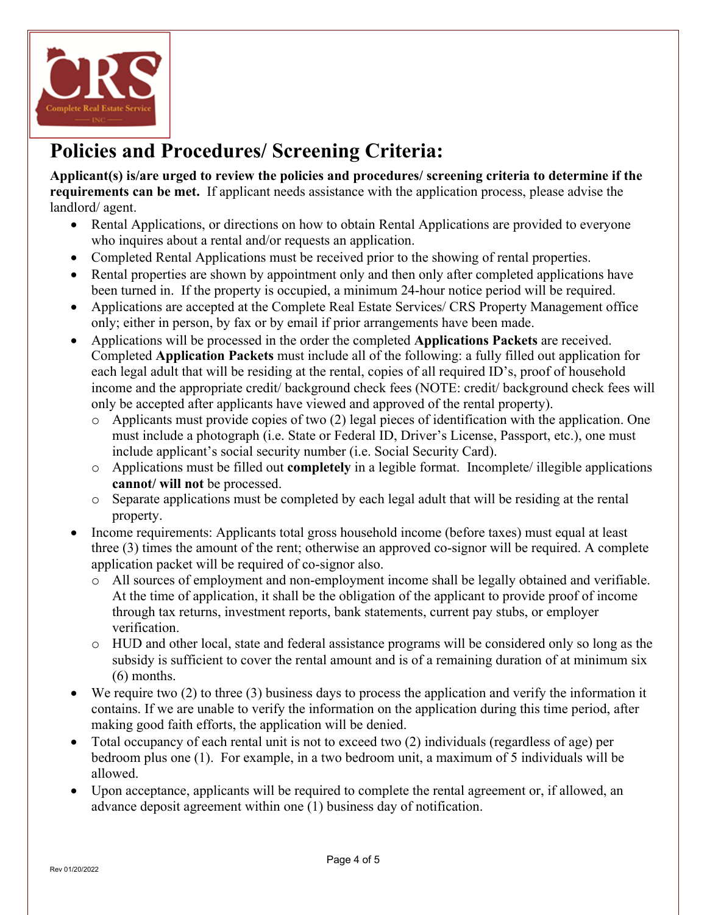# Policies and Procedures/ Screening Criteria:

**Applicant(s) is/are urged to review the policies and procedures/ screening criteria to determine if the requirements can be met.** If applicant needs assistance with the application process, please advise the landlord/ agent.

- Rental Applications, or directions on how to obtain Rental Applications are provided to everyone who inquires about a rental and/or requests an application.
- Completed Rental Applications must be received prior to the showing of rental properties.
- Rental properties are shown by appointment only and then only after completed applications have been turned in. If the property is occupied, a minimum 24-hour notice period will be required.
- Applications are accepted at the Complete Real Estate Services/ CRS Property Management office only; either in person, by fax or by email if prior arrangements have been made.
- Applications will be processed in the order the completed **Applications Packets** are received. Completed **Application Packets** must include all of the following: a fully filled out application for each legal adult that will be residing at the rental, copies of all required ID's, proof of household income and the appropriate credit/ background check fees (NOTE: credit/ background check fees will only be accepted after applicants have viewed and approved of the rental property).
  - Applicants must provide copies of two (2) legal pieces of identification with the application. One must include a photograph (i.e. State or Federal ID, Driver's License, Passport, etc.), one must include applicant's social security number (i.e. Social Security Card).
  - Applications must be filled out **completely** in a legible format. Incomplete/ illegible applications **cannot/ will not** be processed.
  - Separate applications must be completed by each legal adult that will be residing at the rental property.
- Income requirements: Applicants total gross household income (before taxes) must equal at least three (3) times the amount of the rent; otherwise an approved co-signor will be required. A complete application packet will be required of co-signor also.
  - All sources of employment and non-employment income shall be legally obtained and verifiable. At the time of application, it shall be the obligation of the applicant to provide proof of income through tax returns, investment reports, bank statements, current pay stubs, or employer verification.
  - HUD and other local, state and federal assistance programs will be considered only so long as the subsidy is sufficient to cover the rental amount and is of a remaining duration of at minimum six (6) months.
- We require two (2) to three (3) business days to process the application and verify the information it contains. If we are unable to verify the information on the application during this time period, after making good faith efforts, the application will be denied.
- Total occupancy of each rental unit is not to exceed two (2) individuals (regardless of age) per bedroom plus one (1). For example, in a two bedroom unit, a maximum of 5 individuals will be allowed.
- Upon acceptance, applicants will be required to complete the rental agreement or, if allowed, an advance deposit agreement within one (1) business day of notification.

Rev 01/20/2022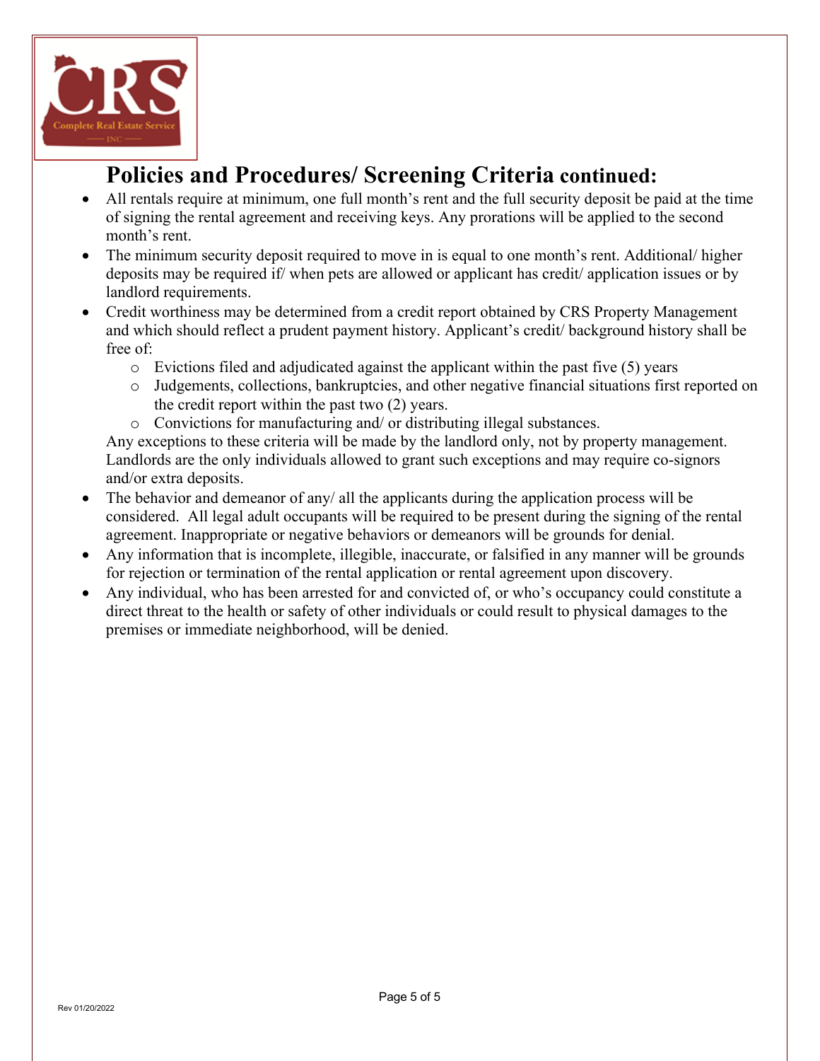## Policies and Procedures/ Screening Criteria continued:

- All rentals require at minimum, one full month's rent and the full security deposit be paid at the time of signing the rental agreement and receiving keys. Any prorations will be applied to the second month's rent.
- The minimum security deposit required to move in is equal to one month's rent. Additional/ higher deposits may be required if/ when pets are allowed or applicant has credit/ application issues or by landlord requirements.
- Credit worthiness may be determined from a credit report obtained by CRS Property Management and which should reflect a prudent payment history. Applicant's credit/ background history shall be free of:
    - Evictions filed and adjudicated against the applicant within the past five (5) years
    - Judgements, collections, bankruptcies, and other negative financial situations first reported on the credit report within the past two (2) years.
    - Convictions for manufacturing and/ or distributing illegal substances.

  Any exceptions to these criteria will be made by the landlord only, not by property management. Landlords are the only individuals allowed to grant such exceptions and may require co-signors and/or extra deposits.
- The behavior and demeanor of any/ all the applicants during the application process will be considered. All legal adult occupants will be required to be present during the signing of the rental agreement. Inappropriate or negative behaviors or demeanors will be grounds for denial.
- Any information that is incomplete, illegible, inaccurate, or falsified in any manner will be grounds for rejection or termination of the rental application or rental agreement upon discovery.
- Any individual, who has been arrested for and convicted of, or who's occupancy could constitute a direct threat to the health or safety of other individuals or could result to physical damages to the premises or immediate neighborhood, will be denied.

Rev 01/20/2022